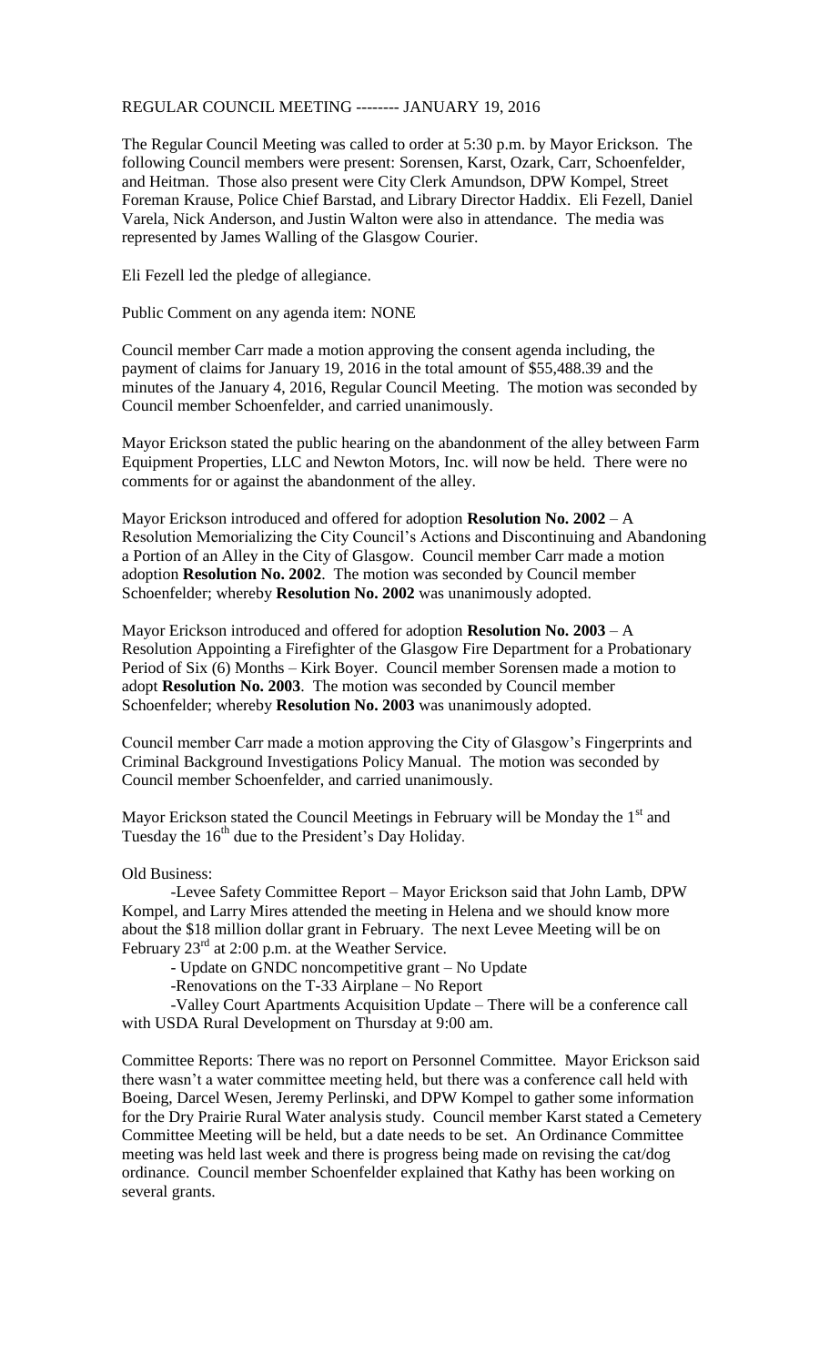REGULAR COUNCIL MEETING -------- JANUARY 19, 2016

The Regular Council Meeting was called to order at 5:30 p.m. by Mayor Erickson. The following Council members were present: Sorensen, Karst, Ozark, Carr, Schoenfelder, and Heitman. Those also present were City Clerk Amundson, DPW Kompel, Street Foreman Krause, Police Chief Barstad, and Library Director Haddix. Eli Fezell, Daniel Varela, Nick Anderson, and Justin Walton were also in attendance. The media was represented by James Walling of the Glasgow Courier.

Eli Fezell led the pledge of allegiance.

Public Comment on any agenda item: NONE

Council member Carr made a motion approving the consent agenda including, the payment of claims for January 19, 2016 in the total amount of $55,488.39 and the minutes of the January 4, 2016, Regular Council Meeting. The motion was seconded by Council member Schoenfelder, and carried unanimously.

Mayor Erickson stated the public hearing on the abandonment of the alley between Farm Equipment Properties, LLC and Newton Motors, Inc. will now be held. There were no comments for or against the abandonment of the alley.

Mayor Erickson introduced and offered for adoption **Resolution No. 2002** – A Resolution Memorializing the City Council's Actions and Discontinuing and Abandoning a Portion of an Alley in the City of Glasgow. Council member Carr made a motion adoption **Resolution No. 2002**. The motion was seconded by Council member Schoenfelder; whereby **Resolution No. 2002** was unanimously adopted.

Mayor Erickson introduced and offered for adoption **Resolution No. 2003** – A Resolution Appointing a Firefighter of the Glasgow Fire Department for a Probationary Period of Six (6) Months – Kirk Boyer. Council member Sorensen made a motion to adopt **Resolution No. 2003**. The motion was seconded by Council member Schoenfelder; whereby **Resolution No. 2003** was unanimously adopted.

Council member Carr made a motion approving the City of Glasgow's Fingerprints and Criminal Background Investigations Policy Manual. The motion was seconded by Council member Schoenfelder, and carried unanimously.

Mayor Erickson stated the Council Meetings in February will be Monday the 1st and Tuesday the 16th due to the President's Day Holiday.

Old Business:

-Levee Safety Committee Report – Mayor Erickson said that John Lamb, DPW Kompel, and Larry Mires attended the meeting in Helena and we should know more about the $18 million dollar grant in February. The next Levee Meeting will be on February 23rd at 2:00 p.m. at the Weather Service.

- Update on GNDC noncompetitive grant – No Update

-Renovations on the T-33 Airplane – No Report

-Valley Court Apartments Acquisition Update – There will be a conference call with USDA Rural Development on Thursday at 9:00 am.

Committee Reports: There was no report on Personnel Committee. Mayor Erickson said there wasn't a water committee meeting held, but there was a conference call held with Boeing, Darcel Wesen, Jeremy Perlinski, and DPW Kompel to gather some information for the Dry Prairie Rural Water analysis study. Council member Karst stated a Cemetery Committee Meeting will be held, but a date needs to be set. An Ordinance Committee meeting was held last week and there is progress being made on revising the cat/dog ordinance. Council member Schoenfelder explained that Kathy has been working on several grants.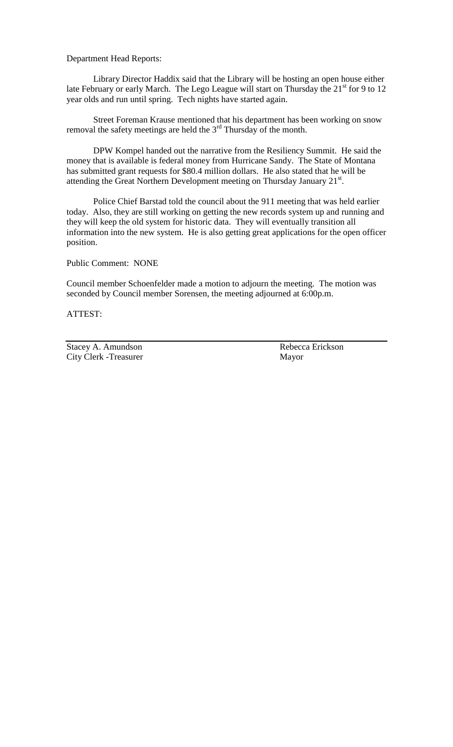Department Head Reports:

Library Director Haddix said that the Library will be hosting an open house either late February or early March. The Lego League will start on Thursday the 21st for 9 to 12 year olds and run until spring. Tech nights have started again.

Street Foreman Krause mentioned that his department has been working on snow removal the safety meetings are held the 3rd Thursday of the month.

DPW Kompel handed out the narrative from the Resiliency Summit. He said the money that is available is federal money from Hurricane Sandy. The State of Montana has submitted grant requests for $80.4 million dollars. He also stated that he will be attending the Great Northern Development meeting on Thursday January 21st.

Police Chief Barstad told the council about the 911 meeting that was held earlier today. Also, they are still working on getting the new records system up and running and they will keep the old system for historic data. They will eventually transition all information into the new system. He is also getting great applications for the open officer position.

Public Comment: NONE

Council member Schoenfelder made a motion to adjourn the meeting. The motion was seconded by Council member Sorensen, the meeting adjourned at 6:00p.m.

ATTEST:

Stacey A. Amundson
City Clerk -Treasurer

Rebecca Erickson
Mayor